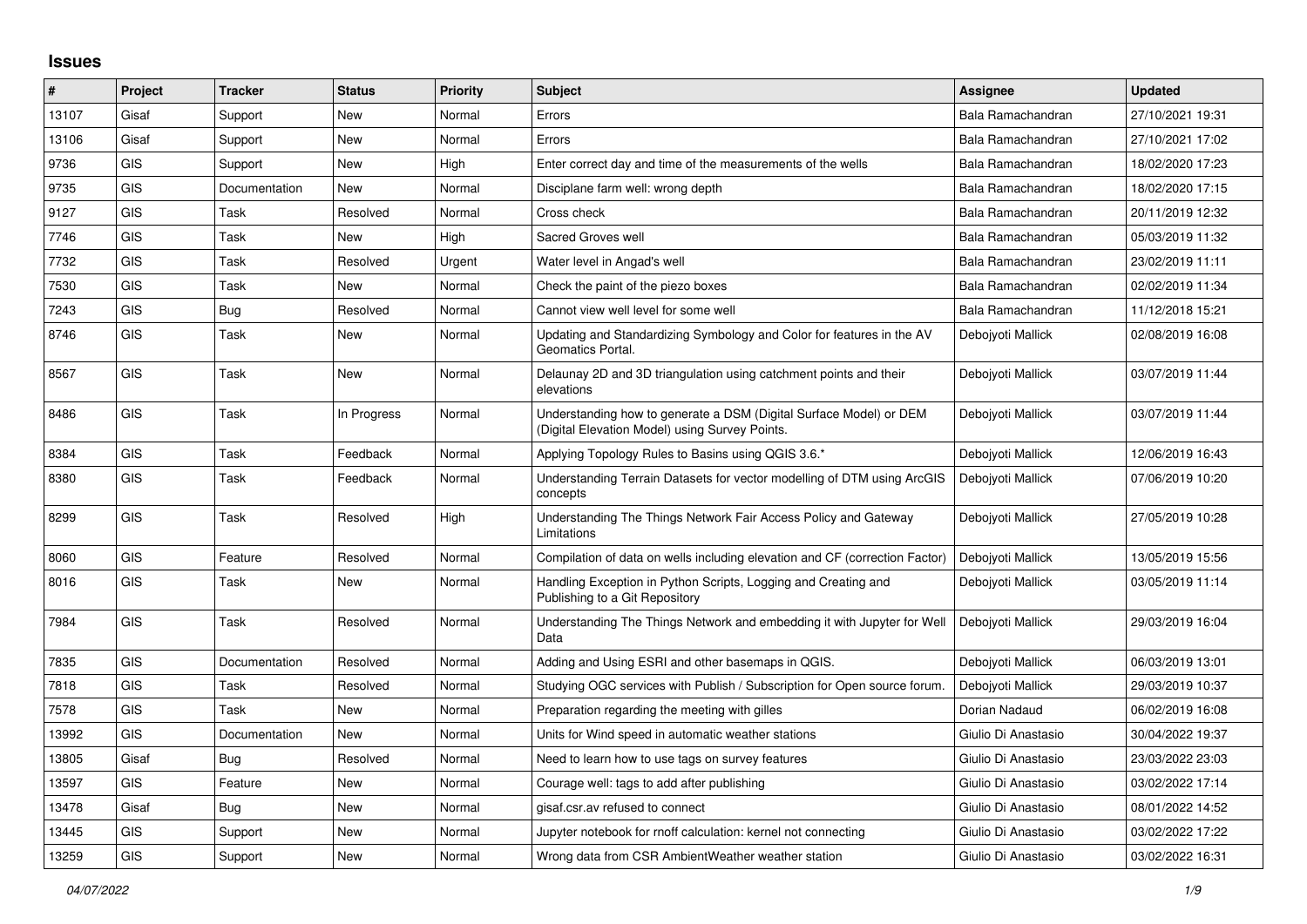# Issues

| # | Project | Tracker | Status | Priority | Subject | Assignee | Updated |
|---|---|---|---|---|---|---|---|
| 13107 | Gisaf | Support | New | Normal | Errors | Bala Ramachandran | 27/10/2021 19:31 |
| 13106 | Gisaf | Support | New | Normal | Errors | Bala Ramachandran | 27/10/2021 17:02 |
| 9736 | GIS | Support | New | High | Enter correct day and time of the measurements of the wells | Bala Ramachandran | 18/02/2020 17:23 |
| 9735 | GIS | Documentation | New | Normal | Disciplane farm well: wrong depth | Bala Ramachandran | 18/02/2020 17:15 |
| 9127 | GIS | Task | Resolved | Normal | Cross check | Bala Ramachandran | 20/11/2019 12:32 |
| 7746 | GIS | Task | New | High | Sacred Groves well | Bala Ramachandran | 05/03/2019 11:32 |
| 7732 | GIS | Task | Resolved | Urgent | Water level in Angad's well | Bala Ramachandran | 23/02/2019 11:11 |
| 7530 | GIS | Task | New | Normal | Check the paint of the piezo boxes | Bala Ramachandran | 02/02/2019 11:34 |
| 7243 | GIS | Bug | Resolved | Normal | Cannot view well level for some well | Bala Ramachandran | 11/12/2018 15:21 |
| 8746 | GIS | Task | New | Normal | Updating and Standardizing Symbology and Color for features in the AV Geomatics Portal. | Debojyoti Mallick | 02/08/2019 16:08 |
| 8567 | GIS | Task | New | Normal | Delaunay 2D and 3D triangulation using catchment points and their elevations | Debojyoti Mallick | 03/07/2019 11:44 |
| 8486 | GIS | Task | In Progress | Normal | Understanding how to generate a DSM (Digital Surface Model) or DEM (Digital Elevation Model) using Survey Points. | Debojyoti Mallick | 03/07/2019 11:44 |
| 8384 | GIS | Task | Feedback | Normal | Applying Topology Rules to Basins using QGIS 3.6.* | Debojyoti Mallick | 12/06/2019 16:43 |
| 8380 | GIS | Task | Feedback | Normal | Understanding Terrain Datasets for vector modelling of DTM using ArcGIS concepts | Debojyoti Mallick | 07/06/2019 10:20 |
| 8299 | GIS | Task | Resolved | High | Understanding The Things Network Fair Access Policy and Gateway Limitations | Debojyoti Mallick | 27/05/2019 10:28 |
| 8060 | GIS | Feature | Resolved | Normal | Compilation of data on wells including elevation and CF (correction Factor) | Debojyoti Mallick | 13/05/2019 15:56 |
| 8016 | GIS | Task | New | Normal | Handling Exception in Python Scripts, Logging and Creating and Publishing to a Git Repository | Debojyoti Mallick | 03/05/2019 11:14 |
| 7984 | GIS | Task | Resolved | Normal | Understanding The Things Network and embedding it with Jupyter for Well Data | Debojyoti Mallick | 29/03/2019 16:04 |
| 7835 | GIS | Documentation | Resolved | Normal | Adding and Using ESRI and other basemaps in QGIS. | Debojyoti Mallick | 06/03/2019 13:01 |
| 7818 | GIS | Task | Resolved | Normal | Studying OGC services with Publish / Subscription for Open source forum. | Debojyoti Mallick | 29/03/2019 10:37 |
| 7578 | GIS | Task | New | Normal | Preparation regarding the meeting with gilles | Dorian Nadaud | 06/02/2019 16:08 |
| 13992 | GIS | Documentation | New | Normal | Units for Wind speed in automatic weather stations | Giulio Di Anastasio | 30/04/2022 19:37 |
| 13805 | Gisaf | Bug | Resolved | Normal | Need to learn how to use tags on survey features | Giulio Di Anastasio | 23/03/2022 23:03 |
| 13597 | GIS | Feature | New | Normal | Courage well: tags to add after publishing | Giulio Di Anastasio | 03/02/2022 17:14 |
| 13478 | Gisaf | Bug | New | Normal | gisaf.csr.av refused to connect | Giulio Di Anastasio | 08/01/2022 14:52 |
| 13445 | GIS | Support | New | Normal | Jupyter notebook for rnoff calculation: kernel not connecting | Giulio Di Anastasio | 03/02/2022 17:22 |
| 13259 | GIS | Support | New | Normal | Wrong data from CSR AmbientWeather weather station | Giulio Di Anastasio | 03/02/2022 16:31 |

*04/07/2022*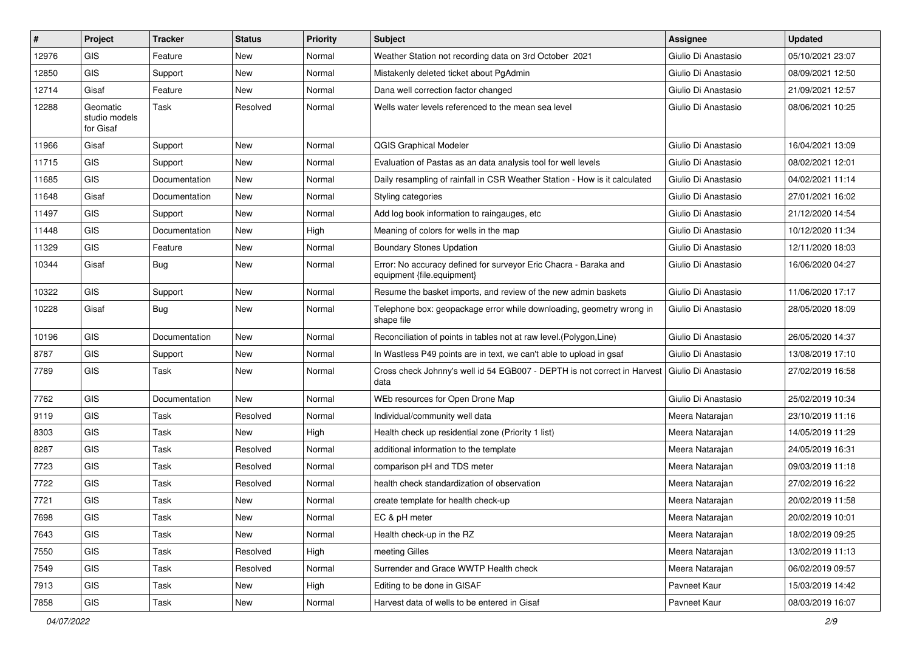| # | Project | Tracker | Status | Priority | Subject | Assignee | Updated |
|---|---|---|---|---|---|---|---|
| 12976 | GIS | Feature | New | Normal | Weather Station not recording data on 3rd October 2021 | Giulio Di Anastasio | 05/10/2021 23:07 |
| 12850 | GIS | Support | New | Normal | Mistakenly deleted ticket about PgAdmin | Giulio Di Anastasio | 08/09/2021 12:50 |
| 12714 | Gisaf | Feature | New | Normal | Dana well correction factor changed | Giulio Di Anastasio | 21/09/2021 12:57 |
| 12288 | Geomatic studio models for Gisaf | Task | Resolved | Normal | Wells water levels referenced to the mean sea level | Giulio Di Anastasio | 08/06/2021 10:25 |
| 11966 | Gisaf | Support | New | Normal | QGIS Graphical Modeler | Giulio Di Anastasio | 16/04/2021 13:09 |
| 11715 | GIS | Support | New | Normal | Evaluation of Pastas as an data analysis tool for well levels | Giulio Di Anastasio | 08/02/2021 12:01 |
| 11685 | GIS | Documentation | New | Normal | Daily resampling of rainfall in CSR Weather Station - How is it calculated | Giulio Di Anastasio | 04/02/2021 11:14 |
| 11648 | Gisaf | Documentation | New | Normal | Styling categories | Giulio Di Anastasio | 27/01/2021 16:02 |
| 11497 | GIS | Support | New | Normal | Add log book information to raingauges, etc | Giulio Di Anastasio | 21/12/2020 14:54 |
| 11448 | GIS | Documentation | New | High | Meaning of colors for wells in the map | Giulio Di Anastasio | 10/12/2020 11:34 |
| 11329 | GIS | Feature | New | Normal | Boundary Stones Updation | Giulio Di Anastasio | 12/11/2020 18:03 |
| 10344 | Gisaf | Bug | New | Normal | Error: No accuracy defined for surveyor Eric Chacra - Baraka and equipment {file.equipment} | Giulio Di Anastasio | 16/06/2020 04:27 |
| 10322 | GIS | Support | New | Normal | Resume the basket imports, and review of the new admin baskets | Giulio Di Anastasio | 11/06/2020 17:17 |
| 10228 | Gisaf | Bug | New | Normal | Telephone box: geopackage error while downloading, geometry wrong in shape file | Giulio Di Anastasio | 28/05/2020 18:09 |
| 10196 | GIS | Documentation | New | Normal | Reconciliation of points in tables not at raw level.(Polygon,Line) | Giulio Di Anastasio | 26/05/2020 14:37 |
| 8787 | GIS | Support | New | Normal | In Wastless P49 points are in text, we can't able to upload in gsaf | Giulio Di Anastasio | 13/08/2019 17:10 |
| 7789 | GIS | Task | New | Normal | Cross check Johnny's well id 54 EGB007 - DEPTH is not correct in Harvest data | Giulio Di Anastasio | 27/02/2019 16:58 |
| 7762 | GIS | Documentation | New | Normal | WEb resources for Open Drone Map | Giulio Di Anastasio | 25/02/2019 10:34 |
| 9119 | GIS | Task | Resolved | Normal | Individual/community well data | Meera Natarajan | 23/10/2019 11:16 |
| 8303 | GIS | Task | New | High | Health check up residential zone (Priority 1 list) | Meera Natarajan | 14/05/2019 11:29 |
| 8287 | GIS | Task | Resolved | Normal | additional information to the template | Meera Natarajan | 24/05/2019 16:31 |
| 7723 | GIS | Task | Resolved | Normal | comparison pH and TDS meter | Meera Natarajan | 09/03/2019 11:18 |
| 7722 | GIS | Task | Resolved | Normal | health check standardization of observation | Meera Natarajan | 27/02/2019 16:22 |
| 7721 | GIS | Task | New | Normal | create template for health check-up | Meera Natarajan | 20/02/2019 11:58 |
| 7698 | GIS | Task | New | Normal | EC & pH meter | Meera Natarajan | 20/02/2019 10:01 |
| 7643 | GIS | Task | New | Normal | Health check-up in the RZ | Meera Natarajan | 18/02/2019 09:25 |
| 7550 | GIS | Task | Resolved | High | meeting Gilles | Meera Natarajan | 13/02/2019 11:13 |
| 7549 | GIS | Task | Resolved | Normal | Surrender and Grace WWTP Health check | Meera Natarajan | 06/02/2019 09:57 |
| 7913 | GIS | Task | New | High | Editing to be done in GISAF | Pavneet Kaur | 15/03/2019 14:42 |
| 7858 | GIS | Task | New | Normal | Harvest data of wells to be entered in Gisaf | Pavneet Kaur | 08/03/2019 16:07 |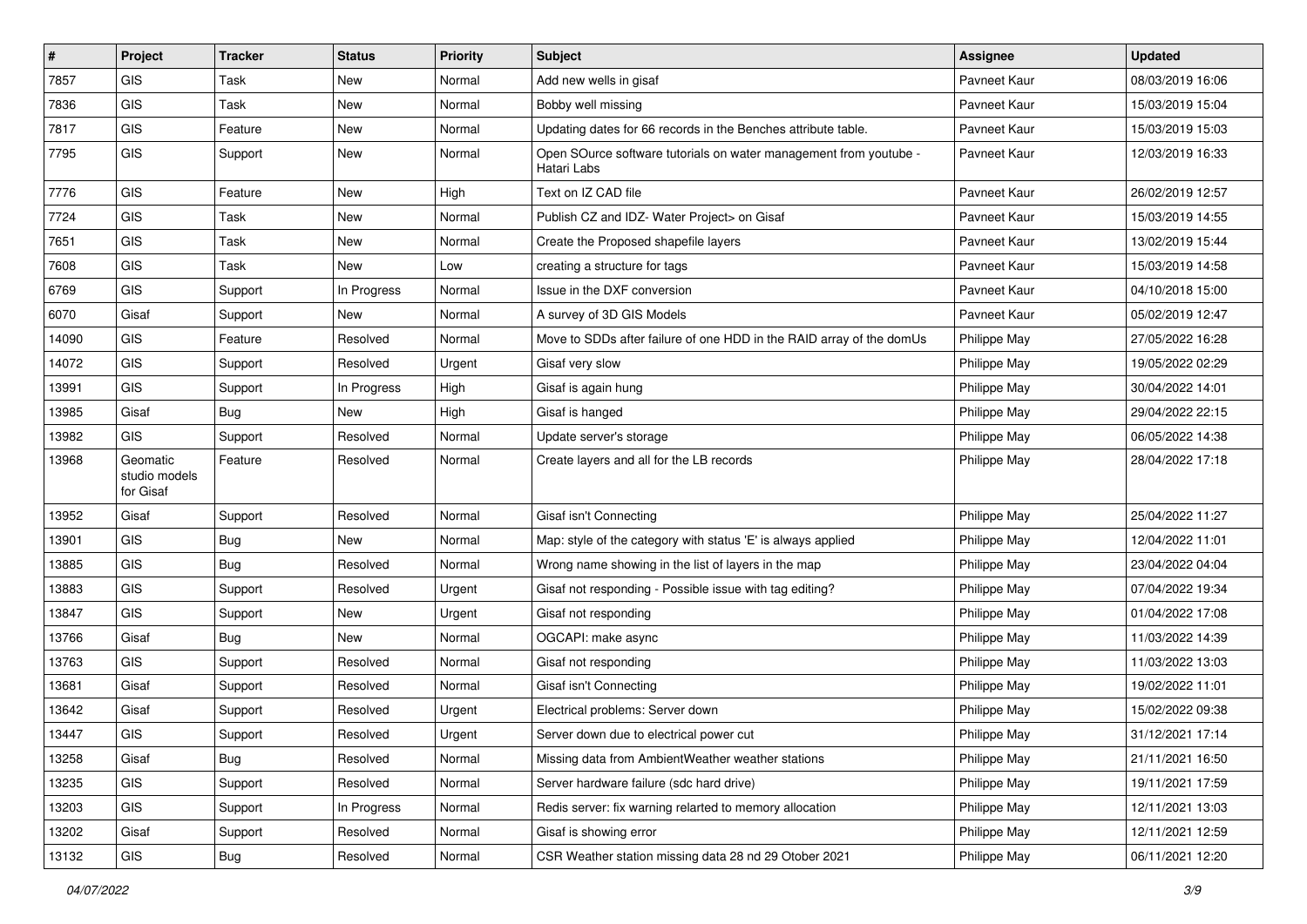| # | Project | Tracker | Status | Priority | Subject | Assignee | Updated |
|---|---|---|---|---|---|---|---|
| 7857 | GIS | Task | New | Normal | Add new wells in gisaf | Pavneet Kaur | 08/03/2019 16:06 |
| 7836 | GIS | Task | New | Normal | Bobby well missing | Pavneet Kaur | 15/03/2019 15:04 |
| 7817 | GIS | Feature | New | Normal | Updating dates for 66 records in the Benches attribute table. | Pavneet Kaur | 15/03/2019 15:03 |
| 7795 | GIS | Support | New | Normal | Open SOurce software tutorials on water management from youtube - Hatari Labs | Pavneet Kaur | 12/03/2019 16:33 |
| 7776 | GIS | Feature | New | High | Text on IZ CAD file | Pavneet Kaur | 26/02/2019 12:57 |
| 7724 | GIS | Task | New | Normal | Publish CZ and IDZ- Water Project> on Gisaf | Pavneet Kaur | 15/03/2019 14:55 |
| 7651 | GIS | Task | New | Normal | Create the Proposed shapefile layers | Pavneet Kaur | 13/02/2019 15:44 |
| 7608 | GIS | Task | New | Low | creating a structure for tags | Pavneet Kaur | 15/03/2019 14:58 |
| 6769 | GIS | Support | In Progress | Normal | Issue in the DXF conversion | Pavneet Kaur | 04/10/2018 15:00 |
| 6070 | Gisaf | Support | New | Normal | A survey of 3D GIS Models | Pavneet Kaur | 05/02/2019 12:47 |
| 14090 | GIS | Feature | Resolved | Normal | Move to SDDs after failure of one HDD in the RAID array of the domUs | Philippe May | 27/05/2022 16:28 |
| 14072 | GIS | Support | Resolved | Urgent | Gisaf very slow | Philippe May | 19/05/2022 02:29 |
| 13991 | GIS | Support | In Progress | High | Gisaf is again hung | Philippe May | 30/04/2022 14:01 |
| 13985 | Gisaf | Bug | New | High | Gisaf is hanged | Philippe May | 29/04/2022 22:15 |
| 13982 | GIS | Support | Resolved | Normal | Update server's storage | Philippe May | 06/05/2022 14:38 |
| 13968 | Geomatic studio models for Gisaf | Feature | Resolved | Normal | Create layers and all for the LB records | Philippe May | 28/04/2022 17:18 |
| 13952 | Gisaf | Support | Resolved | Normal | Gisaf isn't Connecting | Philippe May | 25/04/2022 11:27 |
| 13901 | GIS | Bug | New | Normal | Map: style of the category with status 'E' is always applied | Philippe May | 12/04/2022 11:01 |
| 13885 | GIS | Bug | Resolved | Normal | Wrong name showing in the list of layers in the map | Philippe May | 23/04/2022 04:04 |
| 13883 | GIS | Support | Resolved | Urgent | Gisaf not responding - Possible issue with tag editing? | Philippe May | 07/04/2022 19:34 |
| 13847 | GIS | Support | New | Urgent | Gisaf not responding | Philippe May | 01/04/2022 17:08 |
| 13766 | Gisaf | Bug | New | Normal | OGCAPI: make async | Philippe May | 11/03/2022 14:39 |
| 13763 | GIS | Support | Resolved | Normal | Gisaf not responding | Philippe May | 11/03/2022 13:03 |
| 13681 | Gisaf | Support | Resolved | Normal | Gisaf isn't Connecting | Philippe May | 19/02/2022 11:01 |
| 13642 | Gisaf | Support | Resolved | Urgent | Electrical problems: Server down | Philippe May | 15/02/2022 09:38 |
| 13447 | GIS | Support | Resolved | Urgent | Server down due to electrical power cut | Philippe May | 31/12/2021 17:14 |
| 13258 | Gisaf | Bug | Resolved | Normal | Missing data from AmbientWeather weather stations | Philippe May | 21/11/2021 16:50 |
| 13235 | GIS | Support | Resolved | Normal | Server hardware failure (sdc hard drive) | Philippe May | 19/11/2021 17:59 |
| 13203 | GIS | Support | In Progress | Normal | Redis server: fix warning relarted to memory allocation | Philippe May | 12/11/2021 13:03 |
| 13202 | Gisaf | Support | Resolved | Normal | Gisaf is showing error | Philippe May | 12/11/2021 12:59 |
| 13132 | GIS | Bug | Resolved | Normal | CSR Weather station missing data 28 nd 29 Otober 2021 | Philippe May | 06/11/2021 12:20 |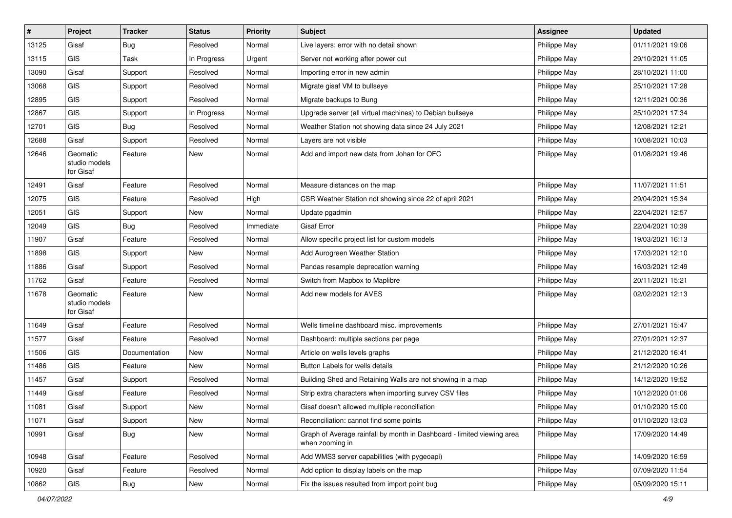| # | Project | Tracker | Status | Priority | Subject | Assignee | Updated |
|---|---|---|---|---|---|---|---|
| 13125 | Gisaf | Bug | Resolved | Normal | Live layers: error with no detail shown | Philippe May | 01/11/2021 19:06 |
| 13115 | GIS | Task | In Progress | Urgent | Server not working after power cut | Philippe May | 29/10/2021 11:05 |
| 13090 | Gisaf | Support | Resolved | Normal | Importing error in new admin | Philippe May | 28/10/2021 11:00 |
| 13068 | GIS | Support | Resolved | Normal | Migrate gisaf VM to bullseye | Philippe May | 25/10/2021 17:28 |
| 12895 | GIS | Support | Resolved | Normal | Migrate backups to Bung | Philippe May | 12/11/2021 00:36 |
| 12867 | GIS | Support | In Progress | Normal | Upgrade server (all virtual machines) to Debian bullseye | Philippe May | 25/10/2021 17:34 |
| 12701 | GIS | Bug | Resolved | Normal | Weather Station not showing data since 24 July 2021 | Philippe May | 12/08/2021 12:21 |
| 12688 | Gisaf | Support | Resolved | Normal | Layers are not visible | Philippe May | 10/08/2021 10:03 |
| 12646 | Geomatic studio models for Gisaf | Feature | New | Normal | Add and import new data from Johan for OFC | Philippe May | 01/08/2021 19:46 |
| 12491 | Gisaf | Feature | Resolved | Normal | Measure distances on the map | Philippe May | 11/07/2021 11:51 |
| 12075 | GIS | Feature | Resolved | High | CSR Weather Station not showing since 22 of april 2021 | Philippe May | 29/04/2021 15:34 |
| 12051 | GIS | Support | New | Normal | Update pgadmin | Philippe May | 22/04/2021 12:57 |
| 12049 | GIS | Bug | Resolved | Immediate | Gisaf Error | Philippe May | 22/04/2021 10:39 |
| 11907 | Gisaf | Feature | Resolved | Normal | Allow specific project list for custom models | Philippe May | 19/03/2021 16:13 |
| 11898 | GIS | Support | New | Normal | Add Aurogreen Weather Station | Philippe May | 17/03/2021 12:10 |
| 11886 | Gisaf | Support | Resolved | Normal | Pandas resample deprecation warning | Philippe May | 16/03/2021 12:49 |
| 11762 | Gisaf | Feature | Resolved | Normal | Switch from Mapbox to Maplibre | Philippe May | 20/11/2021 15:21 |
| 11678 | Geomatic studio models for Gisaf | Feature | New | Normal | Add new models for AVES | Philippe May | 02/02/2021 12:13 |
| 11649 | Gisaf | Feature | Resolved | Normal | Wells timeline dashboard misc. improvements | Philippe May | 27/01/2021 15:47 |
| 11577 | Gisaf | Feature | Resolved | Normal | Dashboard: multiple sections per page | Philippe May | 27/01/2021 12:37 |
| 11506 | GIS | Documentation | New | Normal | Article on wells levels graphs | Philippe May | 21/12/2020 16:41 |
| 11486 | GIS | Feature | New | Normal | Button Labels for wells details | Philippe May | 21/12/2020 10:26 |
| 11457 | Gisaf | Support | Resolved | Normal | Building Shed and Retaining Walls are not showing in a map | Philippe May | 14/12/2020 19:52 |
| 11449 | Gisaf | Feature | Resolved | Normal | Strip extra characters when importing survey CSV files | Philippe May | 10/12/2020 01:06 |
| 11081 | Gisaf | Support | New | Normal | Gisaf doesn't allowed multiple reconciliation | Philippe May | 01/10/2020 15:00 |
| 11071 | Gisaf | Support | New | Normal | Reconciliation: cannot find some points | Philippe May | 01/10/2020 13:03 |
| 10991 | Gisaf | Bug | New | Normal | Graph of Average rainfall by month in Dashboard - limited viewing area when zooming in | Philippe May | 17/09/2020 14:49 |
| 10948 | Gisaf | Feature | Resolved | Normal | Add WMS3 server capabilities (with pygeoapi) | Philippe May | 14/09/2020 16:59 |
| 10920 | Gisaf | Feature | Resolved | Normal | Add option to display labels on the map | Philippe May | 07/09/2020 11:54 |
| 10862 | GIS | Bug | New | Normal | Fix the issues resulted from import point bug | Philippe May | 05/09/2020 15:11 |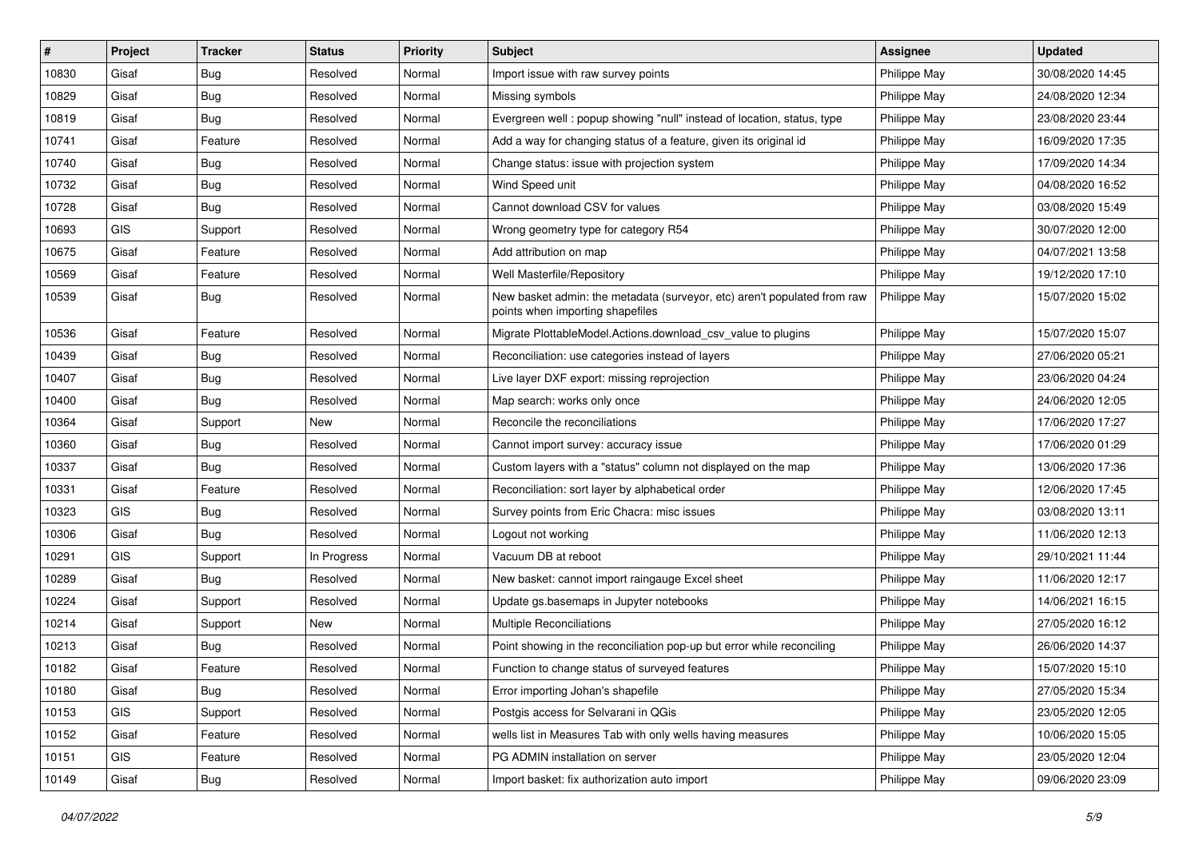| # | Project | Tracker | Status | Priority | Subject | Assignee | Updated |
|---|---|---|---|---|---|---|---|
| 10830 | Gisaf | Bug | Resolved | Normal | Import issue with raw survey points | Philippe May | 30/08/2020 14:45 |
| 10829 | Gisaf | Bug | Resolved | Normal | Missing symbols | Philippe May | 24/08/2020 12:34 |
| 10819 | Gisaf | Bug | Resolved | Normal | Evergreen well : popup showing "null" instead of location, status, type | Philippe May | 23/08/2020 23:44 |
| 10741 | Gisaf | Feature | Resolved | Normal | Add a way for changing status of a feature, given its original id | Philippe May | 16/09/2020 17:35 |
| 10740 | Gisaf | Bug | Resolved | Normal | Change status: issue with projection system | Philippe May | 17/09/2020 14:34 |
| 10732 | Gisaf | Bug | Resolved | Normal | Wind Speed unit | Philippe May | 04/08/2020 16:52 |
| 10728 | Gisaf | Bug | Resolved | Normal | Cannot download CSV for values | Philippe May | 03/08/2020 15:49 |
| 10693 | GIS | Support | Resolved | Normal | Wrong geometry type for category R54 | Philippe May | 30/07/2020 12:00 |
| 10675 | Gisaf | Feature | Resolved | Normal | Add attribution on map | Philippe May | 04/07/2021 13:58 |
| 10569 | Gisaf | Feature | Resolved | Normal | Well Masterfile/Repository | Philippe May | 19/12/2020 17:10 |
| 10539 | Gisaf | Bug | Resolved | Normal | New basket admin: the metadata (surveyor, etc) aren't populated from raw points when importing shapefiles | Philippe May | 15/07/2020 15:02 |
| 10536 | Gisaf | Feature | Resolved | Normal | Migrate PlottableModel.Actions.download_csv_value to plugins | Philippe May | 15/07/2020 15:07 |
| 10439 | Gisaf | Bug | Resolved | Normal | Reconciliation: use categories instead of layers | Philippe May | 27/06/2020 05:21 |
| 10407 | Gisaf | Bug | Resolved | Normal | Live layer DXF export: missing reprojection | Philippe May | 23/06/2020 04:24 |
| 10400 | Gisaf | Bug | Resolved | Normal | Map search: works only once | Philippe May | 24/06/2020 12:05 |
| 10364 | Gisaf | Support | New | Normal | Reconcile the reconciliations | Philippe May | 17/06/2020 17:27 |
| 10360 | Gisaf | Bug | Resolved | Normal | Cannot import survey: accuracy issue | Philippe May | 17/06/2020 01:29 |
| 10337 | Gisaf | Bug | Resolved | Normal | Custom layers with a "status" column not displayed on the map | Philippe May | 13/06/2020 17:36 |
| 10331 | Gisaf | Feature | Resolved | Normal | Reconciliation: sort layer by alphabetical order | Philippe May | 12/06/2020 17:45 |
| 10323 | GIS | Bug | Resolved | Normal | Survey points from Eric Chacra: misc issues | Philippe May | 03/08/2020 13:11 |
| 10306 | Gisaf | Bug | Resolved | Normal | Logout not working | Philippe May | 11/06/2020 12:13 |
| 10291 | GIS | Support | In Progress | Normal | Vacuum DB at reboot | Philippe May | 29/10/2021 11:44 |
| 10289 | Gisaf | Bug | Resolved | Normal | New basket: cannot import raingauge Excel sheet | Philippe May | 11/06/2020 12:17 |
| 10224 | Gisaf | Support | Resolved | Normal | Update gs.basemaps in Jupyter notebooks | Philippe May | 14/06/2021 16:15 |
| 10214 | Gisaf | Support | New | Normal | Multiple Reconciliations | Philippe May | 27/05/2020 16:12 |
| 10213 | Gisaf | Bug | Resolved | Normal | Point showing in the reconciliation pop-up but error while reconciling | Philippe May | 26/06/2020 14:37 |
| 10182 | Gisaf | Feature | Resolved | Normal | Function to change status of surveyed features | Philippe May | 15/07/2020 15:10 |
| 10180 | Gisaf | Bug | Resolved | Normal | Error importing Johan's shapefile | Philippe May | 27/05/2020 15:34 |
| 10153 | GIS | Support | Resolved | Normal | Postgis access for Selvarani in QGis | Philippe May | 23/05/2020 12:05 |
| 10152 | Gisaf | Feature | Resolved | Normal | wells list in Measures Tab with only wells having measures | Philippe May | 10/06/2020 15:05 |
| 10151 | GIS | Feature | Resolved | Normal | PG ADMIN installation on server | Philippe May | 23/05/2020 12:04 |
| 10149 | Gisaf | Bug | Resolved | Normal | Import basket: fix authorization auto import | Philippe May | 09/06/2020 23:09 |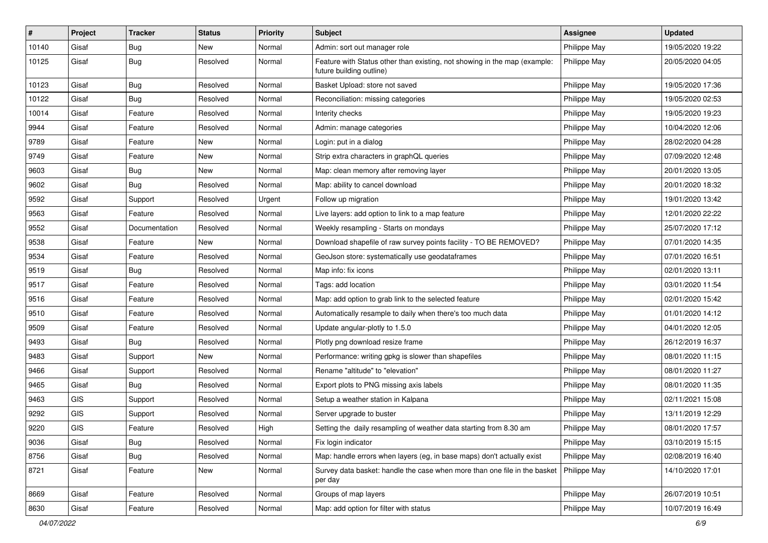| # | Project | Tracker | Status | Priority | Subject | Assignee | Updated |
|---|---|---|---|---|---|---|---|
| 10140 | Gisaf | Bug | New | Normal | Admin: sort out manager role | Philippe May | 19/05/2020 19:22 |
| 10125 | Gisaf | Bug | Resolved | Normal | Feature with Status other than existing, not showing in the map (example: future building outline) | Philippe May | 20/05/2020 04:05 |
| 10123 | Gisaf | Bug | Resolved | Normal | Basket Upload: store not saved | Philippe May | 19/05/2020 17:36 |
| 10122 | Gisaf | Bug | Resolved | Normal | Reconciliation: missing categories | Philippe May | 19/05/2020 02:53 |
| 10014 | Gisaf | Feature | Resolved | Normal | Interity checks | Philippe May | 19/05/2020 19:23 |
| 9944 | Gisaf | Feature | Resolved | Normal | Admin: manage categories | Philippe May | 10/04/2020 12:06 |
| 9789 | Gisaf | Feature | New | Normal | Login: put in a dialog | Philippe May | 28/02/2020 04:28 |
| 9749 | Gisaf | Feature | New | Normal | Strip extra characters in graphQL queries | Philippe May | 07/09/2020 12:48 |
| 9603 | Gisaf | Bug | New | Normal | Map: clean memory after removing layer | Philippe May | 20/01/2020 13:05 |
| 9602 | Gisaf | Bug | Resolved | Normal | Map: ability to cancel download | Philippe May | 20/01/2020 18:32 |
| 9592 | Gisaf | Support | Resolved | Urgent | Follow up migration | Philippe May | 19/01/2020 13:42 |
| 9563 | Gisaf | Feature | Resolved | Normal | Live layers: add option to link to a map feature | Philippe May | 12/01/2020 22:22 |
| 9552 | Gisaf | Documentation | Resolved | Normal | Weekly resampling - Starts on mondays | Philippe May | 25/07/2020 17:12 |
| 9538 | Gisaf | Feature | New | Normal | Download shapefile of raw survey points facility - TO BE REMOVED? | Philippe May | 07/01/2020 14:35 |
| 9534 | Gisaf | Feature | Resolved | Normal | GeoJson store: systematically use geodataframes | Philippe May | 07/01/2020 16:51 |
| 9519 | Gisaf | Bug | Resolved | Normal | Map info: fix icons | Philippe May | 02/01/2020 13:11 |
| 9517 | Gisaf | Feature | Resolved | Normal | Tags: add location | Philippe May | 03/01/2020 11:54 |
| 9516 | Gisaf | Feature | Resolved | Normal | Map: add option to grab link to the selected feature | Philippe May | 02/01/2020 15:42 |
| 9510 | Gisaf | Feature | Resolved | Normal | Automatically resample to daily when there's too much data | Philippe May | 01/01/2020 14:12 |
| 9509 | Gisaf | Feature | Resolved | Normal | Update angular-plotly to 1.5.0 | Philippe May | 04/01/2020 12:05 |
| 9493 | Gisaf | Bug | Resolved | Normal | Plotly png download resize frame | Philippe May | 26/12/2019 16:37 |
| 9483 | Gisaf | Support | New | Normal | Performance: writing gpkg is slower than shapefiles | Philippe May | 08/01/2020 11:15 |
| 9466 | Gisaf | Support | Resolved | Normal | Rename "altitude" to "elevation" | Philippe May | 08/01/2020 11:27 |
| 9465 | Gisaf | Bug | Resolved | Normal | Export plots to PNG missing axis labels | Philippe May | 08/01/2020 11:35 |
| 9463 | GIS | Support | Resolved | Normal | Setup a weather station in Kalpana | Philippe May | 02/11/2021 15:08 |
| 9292 | GIS | Support | Resolved | Normal | Server upgrade to buster | Philippe May | 13/11/2019 12:29 |
| 9220 | GIS | Feature | Resolved | High | Setting the daily resampling of weather data starting from 8.30 am | Philippe May | 08/01/2020 17:57 |
| 9036 | Gisaf | Bug | Resolved | Normal | Fix login indicator | Philippe May | 03/10/2019 15:15 |
| 8756 | Gisaf | Bug | Resolved | Normal | Map: handle errors when layers (eg, in base maps) don't actually exist | Philippe May | 02/08/2019 16:40 |
| 8721 | Gisaf | Feature | New | Normal | Survey data basket: handle the case when more than one file in the basket per day | Philippe May | 14/10/2020 17:01 |
| 8669 | Gisaf | Feature | Resolved | Normal | Groups of map layers | Philippe May | 26/07/2019 10:51 |
| 8630 | Gisaf | Feature | Resolved | Normal | Map: add option for filter with status | Philippe May | 10/07/2019 16:49 |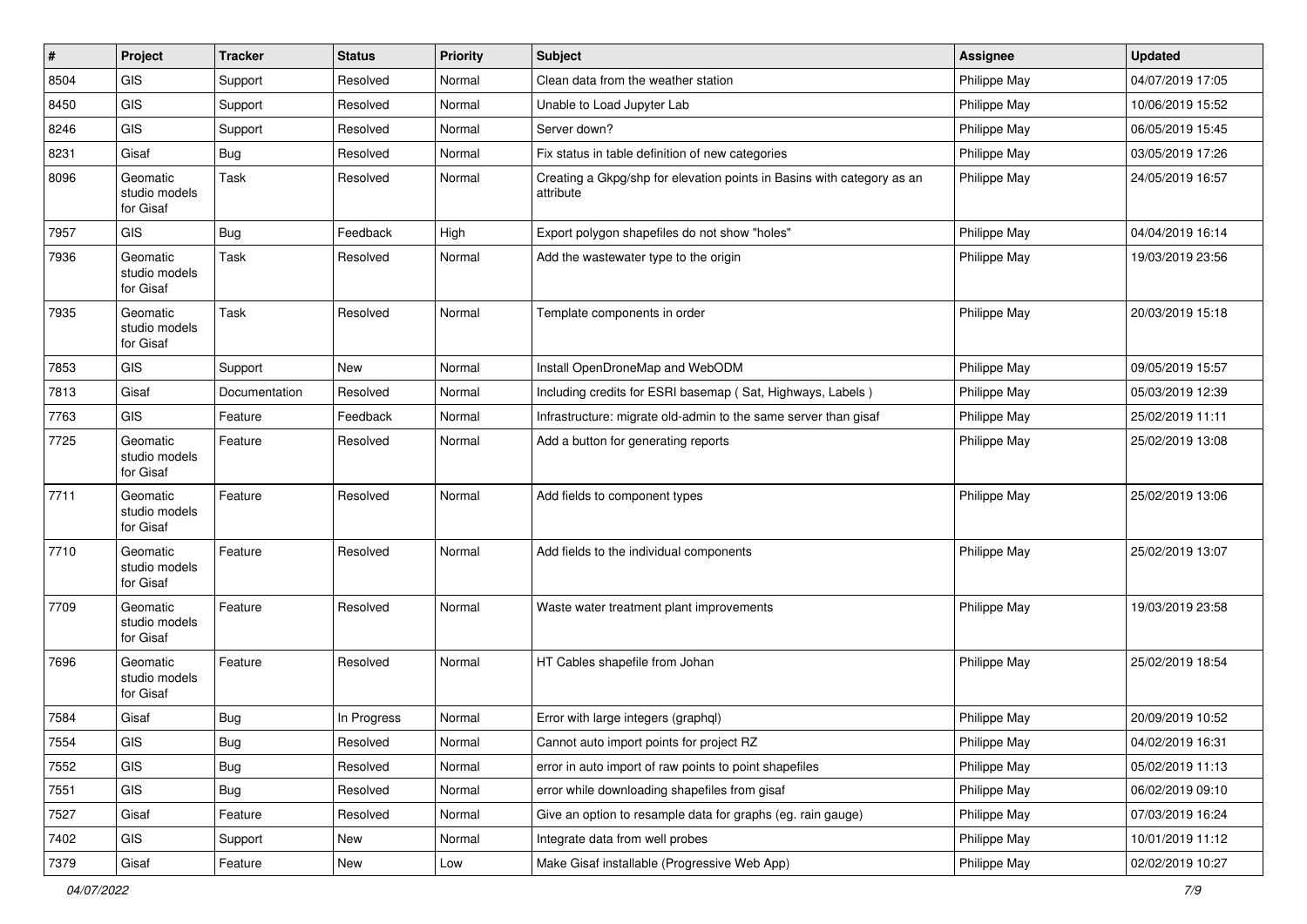| # | Project | Tracker | Status | Priority | Subject | Assignee | Updated |
|---|---|---|---|---|---|---|---|
| 8504 | GIS | Support | Resolved | Normal | Clean data from the weather station | Philippe May | 04/07/2019 17:05 |
| 8450 | GIS | Support | Resolved | Normal | Unable to Load Jupyter Lab | Philippe May | 10/06/2019 15:52 |
| 8246 | GIS | Support | Resolved | Normal | Server down? | Philippe May | 06/05/2019 15:45 |
| 8231 | Gisaf | Bug | Resolved | Normal | Fix status in table definition of new categories | Philippe May | 03/05/2019 17:26 |
| 8096 | Geomatic studio models for Gisaf | Task | Resolved | Normal | Creating a Gkpg/shp for elevation points in Basins with category as an attribute | Philippe May | 24/05/2019 16:57 |
| 7957 | GIS | Bug | Feedback | High | Export polygon shapefiles do not show "holes" | Philippe May | 04/04/2019 16:14 |
| 7936 | Geomatic studio models for Gisaf | Task | Resolved | Normal | Add the wastewater type to the origin | Philippe May | 19/03/2019 23:56 |
| 7935 | Geomatic studio models for Gisaf | Task | Resolved | Normal | Template components in order | Philippe May | 20/03/2019 15:18 |
| 7853 | GIS | Support | New | Normal | Install OpenDroneMap and WebODM | Philippe May | 09/05/2019 15:57 |
| 7813 | Gisaf | Documentation | Resolved | Normal | Including credits for ESRI basemap ( Sat, Highways, Labels ) | Philippe May | 05/03/2019 12:39 |
| 7763 | GIS | Feature | Feedback | Normal | Infrastructure: migrate old-admin to the same server than gisaf | Philippe May | 25/02/2019 11:11 |
| 7725 | Geomatic studio models for Gisaf | Feature | Resolved | Normal | Add a button for generating reports | Philippe May | 25/02/2019 13:08 |
| 7711 | Geomatic studio models for Gisaf | Feature | Resolved | Normal | Add fields to component types | Philippe May | 25/02/2019 13:06 |
| 7710 | Geomatic studio models for Gisaf | Feature | Resolved | Normal | Add fields to the individual components | Philippe May | 25/02/2019 13:07 |
| 7709 | Geomatic studio models for Gisaf | Feature | Resolved | Normal | Waste water treatment plant improvements | Philippe May | 19/03/2019 23:58 |
| 7696 | Geomatic studio models for Gisaf | Feature | Resolved | Normal | HT Cables shapefile from Johan | Philippe May | 25/02/2019 18:54 |
| 7584 | Gisaf | Bug | In Progress | Normal | Error with large integers (graphql) | Philippe May | 20/09/2019 10:52 |
| 7554 | GIS | Bug | Resolved | Normal | Cannot auto import points for project RZ | Philippe May | 04/02/2019 16:31 |
| 7552 | GIS | Bug | Resolved | Normal | error in auto import of raw points to point shapefiles | Philippe May | 05/02/2019 11:13 |
| 7551 | GIS | Bug | Resolved | Normal | error while downloading shapefiles from gisaf | Philippe May | 06/02/2019 09:10 |
| 7527 | Gisaf | Feature | Resolved | Normal | Give an option to resample data for graphs (eg. rain gauge) | Philippe May | 07/03/2019 16:24 |
| 7402 | GIS | Support | New | Normal | Integrate data from well probes | Philippe May | 10/01/2019 11:12 |
| 7379 | Gisaf | Feature | New | Low | Make Gisaf installable (Progressive Web App) | Philippe May | 02/02/2019 10:27 |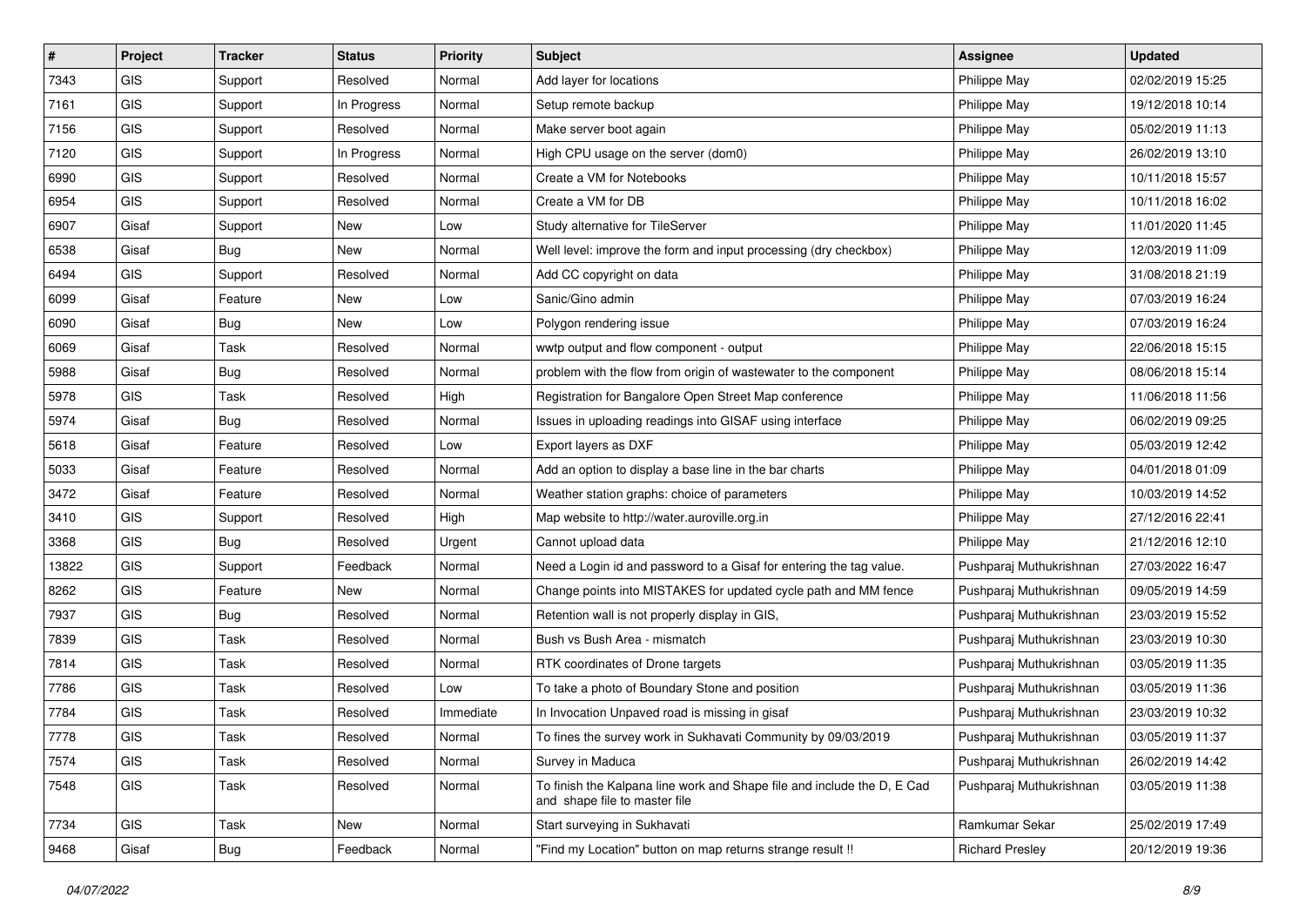| # | Project | Tracker | Status | Priority | Subject | Assignee | Updated |
|---|---|---|---|---|---|---|---|
| 7343 | GIS | Support | Resolved | Normal | Add layer for locations | Philippe May | 02/02/2019 15:25 |
| 7161 | GIS | Support | In Progress | Normal | Setup remote backup | Philippe May | 19/12/2018 10:14 |
| 7156 | GIS | Support | Resolved | Normal | Make server boot again | Philippe May | 05/02/2019 11:13 |
| 7120 | GIS | Support | In Progress | Normal | High CPU usage on the server (dom0) | Philippe May | 26/02/2019 13:10 |
| 6990 | GIS | Support | Resolved | Normal | Create a VM for Notebooks | Philippe May | 10/11/2018 15:57 |
| 6954 | GIS | Support | Resolved | Normal | Create a VM for DB | Philippe May | 10/11/2018 16:02 |
| 6907 | Gisaf | Support | New | Low | Study alternative for TileServer | Philippe May | 11/01/2020 11:45 |
| 6538 | Gisaf | Bug | New | Normal | Well level: improve the form and input processing (dry checkbox) | Philippe May | 12/03/2019 11:09 |
| 6494 | GIS | Support | Resolved | Normal | Add CC copyright on data | Philippe May | 31/08/2018 21:19 |
| 6099 | Gisaf | Feature | New | Low | Sanic/Gino admin | Philippe May | 07/03/2019 16:24 |
| 6090 | Gisaf | Bug | New | Low | Polygon rendering issue | Philippe May | 07/03/2019 16:24 |
| 6069 | Gisaf | Task | Resolved | Normal | wwtp output and flow component - output | Philippe May | 22/06/2018 15:15 |
| 5988 | Gisaf | Bug | Resolved | Normal | problem with the flow from origin of wastewater to the component | Philippe May | 08/06/2018 15:14 |
| 5978 | GIS | Task | Resolved | High | Registration for Bangalore Open Street Map conference | Philippe May | 11/06/2018 11:56 |
| 5974 | Gisaf | Bug | Resolved | Normal | Issues in uploading readings into GISAF using interface | Philippe May | 06/02/2019 09:25 |
| 5618 | Gisaf | Feature | Resolved | Low | Export layers as DXF | Philippe May | 05/03/2019 12:42 |
| 5033 | Gisaf | Feature | Resolved | Normal | Add an option to display a base line in the bar charts | Philippe May | 04/01/2018 01:09 |
| 3472 | Gisaf | Feature | Resolved | Normal | Weather station graphs: choice of parameters | Philippe May | 10/03/2019 14:52 |
| 3410 | GIS | Support | Resolved | High | Map website to http://water.auroville.org.in | Philippe May | 27/12/2016 22:41 |
| 3368 | GIS | Bug | Resolved | Urgent | Cannot upload data | Philippe May | 21/12/2016 12:10 |
| 13822 | GIS | Support | Feedback | Normal | Need a Login id and password to a Gisaf for entering the tag value. | Pushparaj Muthukrishnan | 27/03/2022 16:47 |
| 8262 | GIS | Feature | New | Normal | Change points into MISTAKES for updated cycle path and MM fence | Pushparaj Muthukrishnan | 09/05/2019 14:59 |
| 7937 | GIS | Bug | Resolved | Normal | Retention wall is not properly display in GIS, | Pushparaj Muthukrishnan | 23/03/2019 15:52 |
| 7839 | GIS | Task | Resolved | Normal | Bush vs Bush Area - mismatch | Pushparaj Muthukrishnan | 23/03/2019 10:30 |
| 7814 | GIS | Task | Resolved | Normal | RTK coordinates of Drone targets | Pushparaj Muthukrishnan | 03/05/2019 11:35 |
| 7786 | GIS | Task | Resolved | Low | To take a photo of Boundary Stone and position | Pushparaj Muthukrishnan | 03/05/2019 11:36 |
| 7784 | GIS | Task | Resolved | Immediate | In Invocation Unpaved road is missing in gisaf | Pushparaj Muthukrishnan | 23/03/2019 10:32 |
| 7778 | GIS | Task | Resolved | Normal | To fines the survey work in Sukhavati Community by 09/03/2019 | Pushparaj Muthukrishnan | 03/05/2019 11:37 |
| 7574 | GIS | Task | Resolved | Normal | Survey in Maduca | Pushparaj Muthukrishnan | 26/02/2019 14:42 |
| 7548 | GIS | Task | Resolved | Normal | To finish the Kalpana line work and Shape file and include the D, E Cad and shape file to master file | Pushparaj Muthukrishnan | 03/05/2019 11:38 |
| 7734 | GIS | Task | New | Normal | Start surveying in Sukhavati | Ramkumar Sekar | 25/02/2019 17:49 |
| 9468 | Gisaf | Bug | Feedback | Normal | "Find my Location" button on map returns strange result !! | Richard Presley | 20/12/2019 19:36 |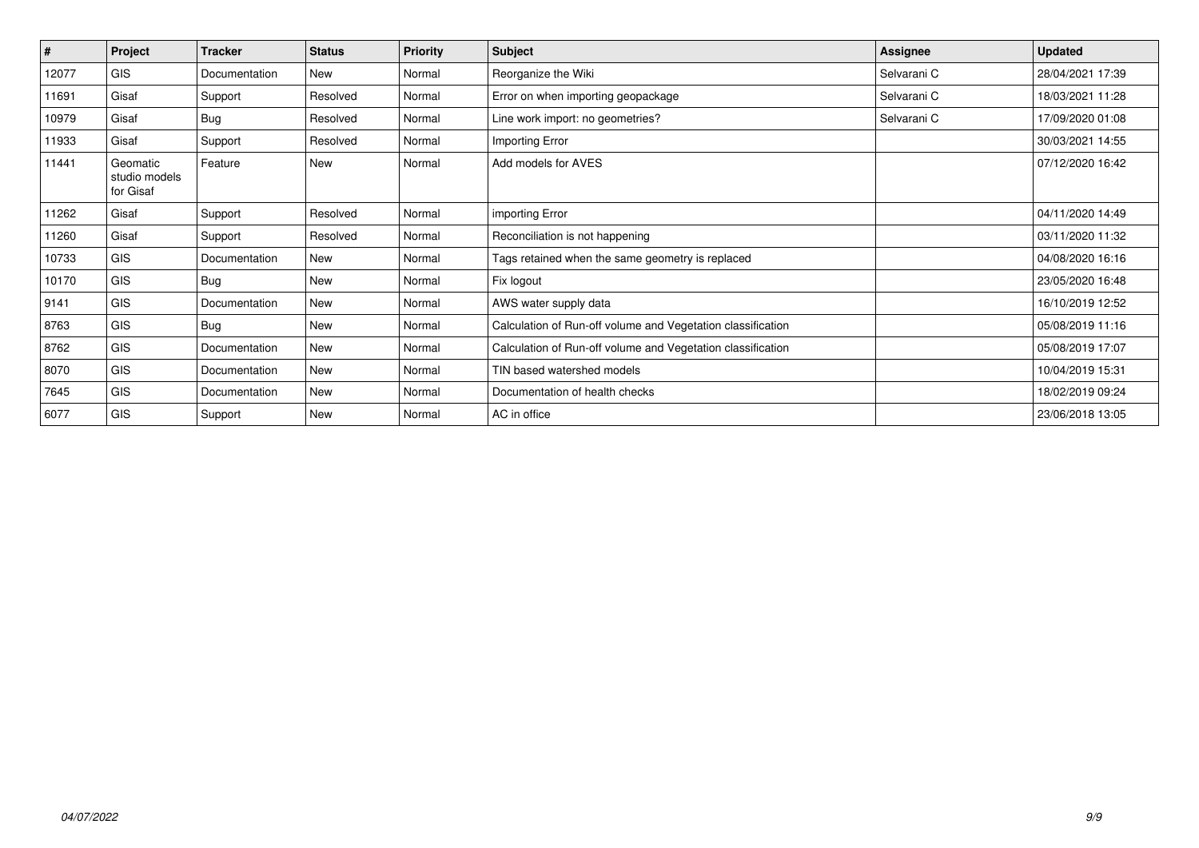| # | Project | Tracker | Status | Priority | Subject | Assignee | Updated |
|---|---|---|---|---|---|---|---|
| 12077 | GIS | Documentation | New | Normal | Reorganize the Wiki | Selvarani C | 28/04/2021 17:39 |
| 11691 | Gisaf | Support | Resolved | Normal | Error on when importing geopackage | Selvarani C | 18/03/2021 11:28 |
| 10979 | Gisaf | Bug | Resolved | Normal | Line work import: no geometries? | Selvarani C | 17/09/2020 01:08 |
| 11933 | Gisaf | Support | Resolved | Normal | Importing Error | | 30/03/2021 14:55 |
| 11441 | Geomatic studio models for Gisaf | Feature | New | Normal | Add models for AVES | | 07/12/2020 16:42 |
| 11262 | Gisaf | Support | Resolved | Normal | importing Error | | 04/11/2020 14:49 |
| 11260 | Gisaf | Support | Resolved | Normal | Reconciliation is not happening | | 03/11/2020 11:32 |
| 10733 | GIS | Documentation | New | Normal | Tags retained when the same geometry is replaced | | 04/08/2020 16:16 |
| 10170 | GIS | Bug | New | Normal | Fix logout | | 23/05/2020 16:48 |
| 9141 | GIS | Documentation | New | Normal | AWS water supply data | | 16/10/2019 12:52 |
| 8763 | GIS | Bug | New | Normal | Calculation of Run-off volume and Vegetation classification | | 05/08/2019 11:16 |
| 8762 | GIS | Documentation | New | Normal | Calculation of Run-off volume and Vegetation classification | | 05/08/2019 17:07 |
| 8070 | GIS | Documentation | New | Normal | TIN based watershed models | | 10/04/2019 15:31 |
| 7645 | GIS | Documentation | New | Normal | Documentation of health checks | | 18/02/2019 09:24 |
| 6077 | GIS | Support | New | Normal | AC in office | | 23/06/2018 13:05 |